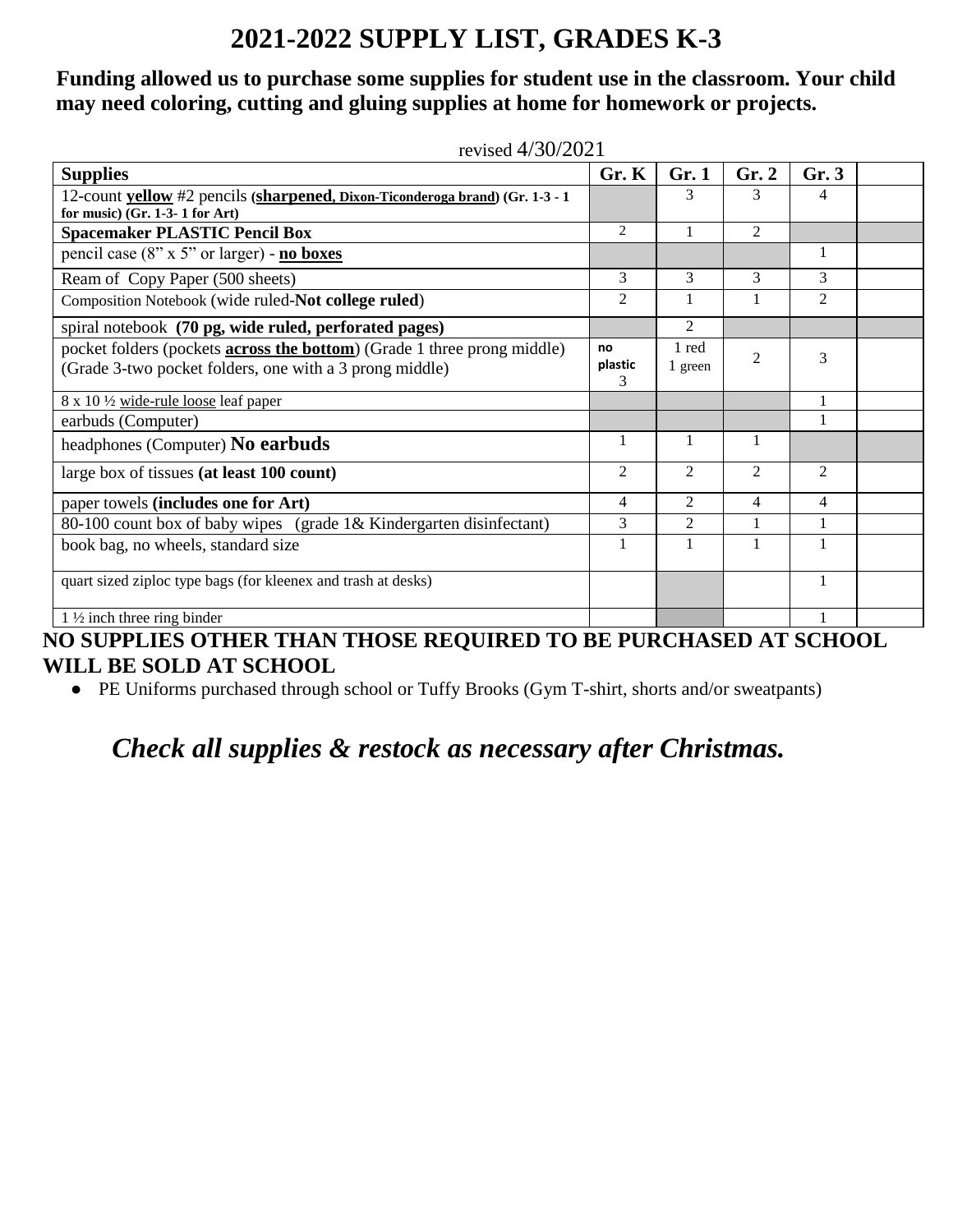# 2021-2022 SUPPLY LIST, GRADES K-3

**Funding allowed us to purchase some supplies for student use in the classroom. Your child may need coloring, cutting and gluing supplies at home for homework or projects.**

revised 4/30/2021

| **Supplies** | **Gr. K** | **Gr. 1** | **Gr. 2** | **Gr. 3** | |
|---|---|---|---|---|---|
| 12-count **yellow** #2 pencils (**sharpened, Dixon-Ticonderoga brand**) **(Gr. 1-3 - 1 for music) (Gr. 1-3- 1 for Art)** | | 3 | 3 | 4 | |
| **Spacemaker PLASTIC Pencil Box** | 2 | 1 | 2 | | |
| pencil case (8" x 5" or larger) - **no boxes** | | | | 1 | |
| Ream of Copy Paper (500 sheets) | 3 | 3 | 3 | 3 | |
| Composition Notebook (wide ruled-**Not college ruled**) | 2 | 1 | 1 | 2 | |
| spiral notebook **(70 pg, wide ruled, perforated pages)** | | 2 | | | |
| pocket folders (pockets **across the bottom**) (Grade 1 three prong middle) (Grade 3-two pocket folders, one with a 3 prong middle) | no plastic 3 | 1 red 1 green | 2 | 3 | |
| 8 x 10 ½ wide-rule loose leaf paper | | | | 1 | |
| earbuds (Computer) | | | | 1 | |
| headphones (Computer) **No earbuds** | 1 | 1 | 1 | | |
| large box of tissues **(at least 100 count)** | 2 | 2 | 2 | 2 | |
| paper towels **(includes one for Art)** | 4 | 2 | 4 | 4 | |
| 80-100 count box of baby wipes (grade 1& Kindergarten disinfectant) | 3 | 2 | 1 | 1 | |
| book bag, no wheels, standard size | 1 | 1 | 1 | 1 | |
| quart sized ziploc type bags (for kleenex and trash at desks) | | | | 1 | |
| 1 ½ inch three ring binder | | | | 1 | |

**NO SUPPLIES OTHER THAN THOSE REQUIRED TO BE PURCHASED AT SCHOOL WILL BE SOLD AT SCHOOL**

- PE Uniforms purchased through school or Tuffy Brooks (Gym T-shirt, shorts and/or sweatpants)

***Check all supplies & restock as necessary after Christmas.***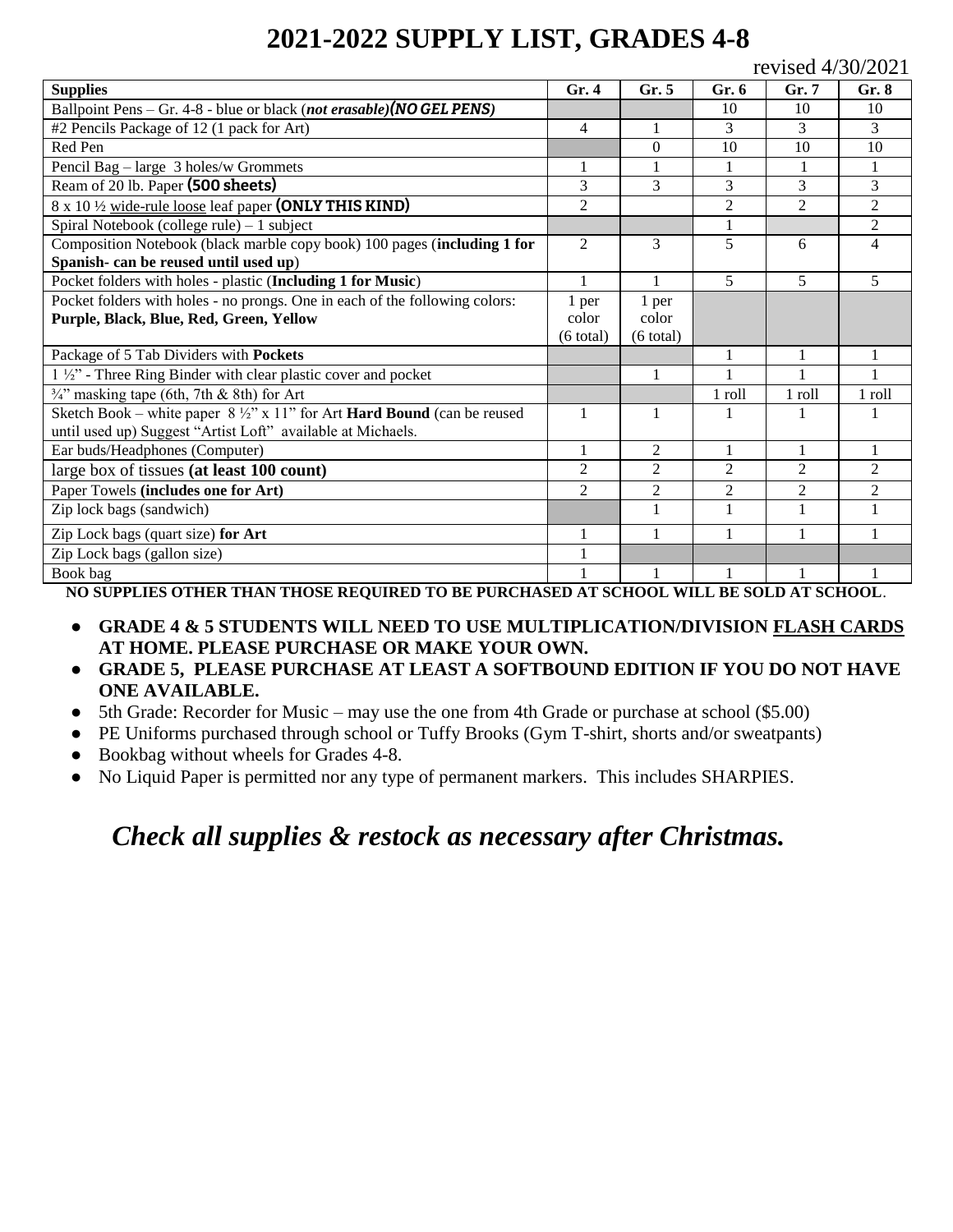# 2021-2022 SUPPLY LIST, GRADES 4-8

revised 4/30/2021

| Supplies | Gr. 4 | Gr. 5 | Gr. 6 | Gr. 7 | Gr. 8 |
|---|---|---|---|---|---|
| Ballpoint Pens – Gr. 4-8 - blue or black (***not erasable)(NO GEL PENS)*** | | | 10 | 10 | 10 |
| #2 Pencils Package of 12 (1 pack for Art) | 4 | 1 | 3 | 3 | 3 |
| Red Pen | | 0 | 10 | 10 | 10 |
| Pencil Bag – large 3 holes/w Grommets | 1 | 1 | 1 | 1 | 1 |
| Ream of 20 lb. Paper **(500 sheets)** | 3 | 3 | 3 | 3 | 3 |
| 8 x 10 ½ wide-rule loose leaf paper **(ONLY THIS KIND)** | 2 | | 2 | 2 | 2 |
| Spiral Notebook (college rule) – 1 subject | | | 1 | | 2 |
| Composition Notebook (black marble copy book) 100 pages (**including 1 for Spanish- can be reused until used up**) | 2 | 3 | 5 | 6 | 4 |
| Pocket folders with holes - plastic (**Including 1 for Music**) | 1 | 1 | 5 | 5 | 5 |
| Pocket folders with holes - no prongs. One in each of the following colors: **Purple, Black, Blue, Red, Green, Yellow** | 1 per color (6 total) | 1 per color (6 total) | | | |
| Package of 5 Tab Dividers with **Pockets** | | | 1 | 1 | 1 |
| 1 ½" - Three Ring Binder with clear plastic cover and pocket | | 1 | 1 | 1 | 1 |
| ¾" masking tape (6th, 7th & 8th) for Art | | | 1 roll | 1 roll | 1 roll |
| Sketch Book – white paper 8 ½" x 11" for Art **Hard Bound** (can be reused until used up) Suggest "Artist Loft" available at Michaels. | 1 | 1 | 1 | 1 | 1 |
| Ear buds/Headphones (Computer) | 1 | 2 | 1 | 1 | 1 |
| large box of tissues **(at least 100 count)** | 2 | 2 | 2 | 2 | 2 |
| Paper Towels **(includes one for Art)** | 2 | 2 | 2 | 2 | 2 |
| Zip lock bags (sandwich) | | 1 | 1 | 1 | 1 |
| Zip Lock bags (quart size) **for Art** | 1 | 1 | 1 | 1 | 1 |
| Zip Lock bags (gallon size) | 1 | | | | |
| Book bag | 1 | 1 | 1 | 1 | 1 |

**NO SUPPLIES OTHER THAN THOSE REQUIRED TO BE PURCHASED AT SCHOOL WILL BE SOLD AT SCHOOL**.

- **GRADE 4 & 5 STUDENTS WILL NEED TO USE MULTIPLICATION/DIVISION FLASH CARDS AT HOME. PLEASE PURCHASE OR MAKE YOUR OWN.**
- **GRADE 5, PLEASE PURCHASE AT LEAST A SOFTBOUND EDITION IF YOU DO NOT HAVE ONE AVAILABLE.**
- 5th Grade: Recorder for Music – may use the one from 4th Grade or purchase at school ($5.00)
- PE Uniforms purchased through school or Tuffy Brooks (Gym T-shirt, shorts and/or sweatpants)
- Bookbag without wheels for Grades 4-8.
- No Liquid Paper is permitted nor any type of permanent markers. This includes SHARPIES.

***Check all supplies & restock as necessary after Christmas.***